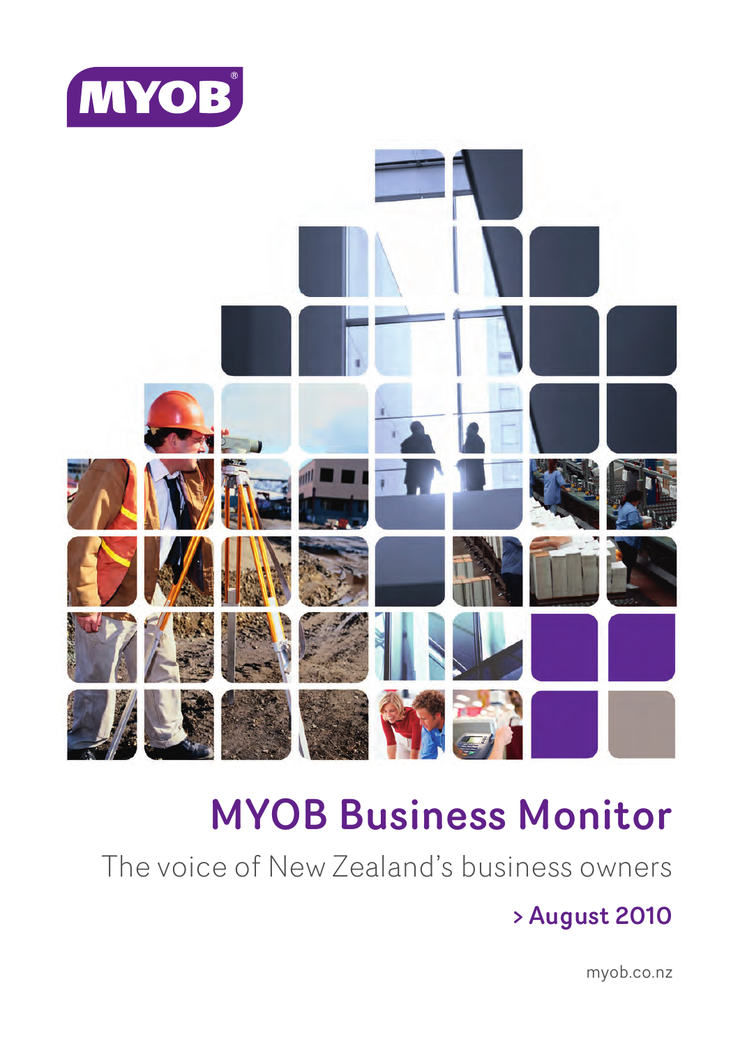MYOB

# MYOB Business Monitor

The voice of New Zealand's business owners

**> August 2010**

myob.co.nz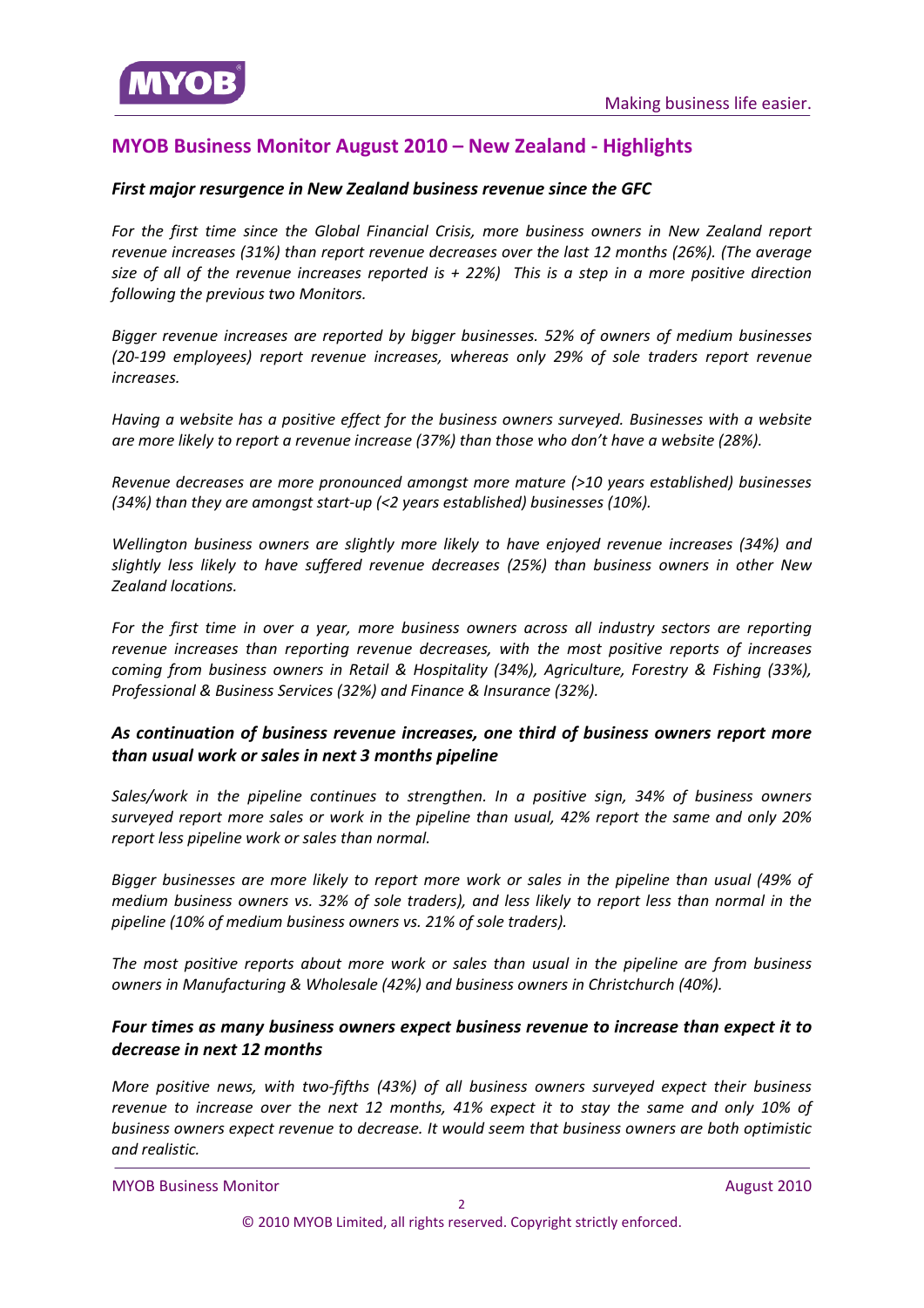## MYOB Business Monitor August 2010 – New Zealand - Highlights

### *First major resurgence in New Zealand business revenue since the GFC*

*For the first time since the Global Financial Crisis, more business owners in New Zealand report revenue increases (31%) than report revenue decreases over the last 12 months (26%). (The average size of all of the revenue increases reported is + 22%) This is a step in a more positive direction following the previous two Monitors.*

*Bigger revenue increases are reported by bigger businesses. 52% of owners of medium businesses (20-199 employees) report revenue increases, whereas only 29% of sole traders report revenue increases.*

*Having a website has a positive effect for the business owners surveyed. Businesses with a website are more likely to report a revenue increase (37%) than those who don't have a website (28%).*

*Revenue decreases are more pronounced amongst more mature (>10 years established) businesses (34%) than they are amongst start-up (<2 years established) businesses (10%).*

*Wellington business owners are slightly more likely to have enjoyed revenue increases (34%) and slightly less likely to have suffered revenue decreases (25%) than business owners in other New Zealand locations.*

*For the first time in over a year, more business owners across all industry sectors are reporting revenue increases than reporting revenue decreases, with the most positive reports of increases coming from business owners in Retail & Hospitality (34%), Agriculture, Forestry & Fishing (33%), Professional & Business Services (32%) and Finance & Insurance (32%).*

### *As continuation of business revenue increases, one third of business owners report more than usual work or sales in next 3 months pipeline*

*Sales/work in the pipeline continues to strengthen. In a positive sign, 34% of business owners surveyed report more sales or work in the pipeline than usual, 42% report the same and only 20% report less pipeline work or sales than normal.*

*Bigger businesses are more likely to report more work or sales in the pipeline than usual (49% of medium business owners vs. 32% of sole traders), and less likely to report less than normal in the pipeline (10% of medium business owners vs. 21% of sole traders).*

*The most positive reports about more work or sales than usual in the pipeline are from business owners in Manufacturing & Wholesale (42%) and business owners in Christchurch (40%).*

### *Four times as many business owners expect business revenue to increase than expect it to decrease in next 12 months*

*More positive news, with two-fifths (43%) of all business owners surveyed expect their business revenue to increase over the next 12 months, 41% expect it to stay the same and only 10% of business owners expect revenue to decrease. It would seem that business owners are both optimistic and realistic.*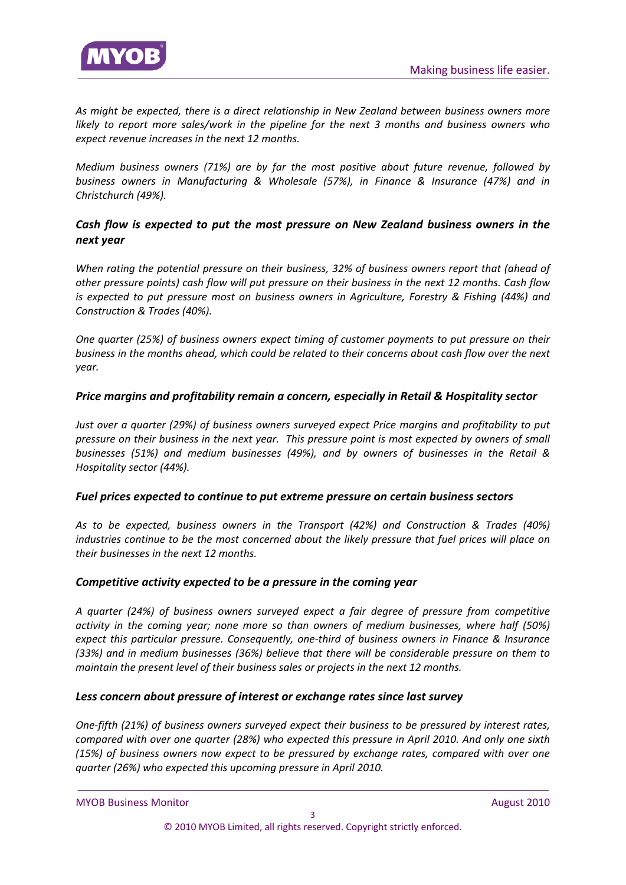*As might be expected, there is a direct relationship in New Zealand between business owners more likely to report more sales/work in the pipeline for the next 3 months and business owners who expect revenue increases in the next 12 months.*

*Medium business owners (71%) are by far the most positive about future revenue, followed by business owners in Manufacturing & Wholesale (57%), in Finance & Insurance (47%) and in Christchurch (49%).*

### ***Cash flow is expected to put the most pressure on New Zealand business owners in the next year***

*When rating the potential pressure on their business, 32% of business owners report that (ahead of other pressure points) cash flow will put pressure on their business in the next 12 months. Cash flow is expected to put pressure most on business owners in Agriculture, Forestry & Fishing (44%) and Construction & Trades (40%).*

*One quarter (25%) of business owners expect timing of customer payments to put pressure on their business in the months ahead, which could be related to their concerns about cash flow over the next year.*

### ***Price margins and profitability remain a concern, especially in Retail & Hospitality sector***

*Just over a quarter (29%) of business owners surveyed expect Price margins and profitability to put pressure on their business in the next year. This pressure point is most expected by owners of small businesses (51%) and medium businesses (49%), and by owners of businesses in the Retail & Hospitality sector (44%).*

### ***Fuel prices expected to continue to put extreme pressure on certain business sectors***

*As to be expected, business owners in the Transport (42%) and Construction & Trades (40%) industries continue to be the most concerned about the likely pressure that fuel prices will place on their businesses in the next 12 months.*

### ***Competitive activity expected to be a pressure in the coming year***

*A quarter (24%) of business owners surveyed expect a fair degree of pressure from competitive activity in the coming year; none more so than owners of medium businesses, where half (50%) expect this particular pressure. Consequently, one-third of business owners in Finance & Insurance (33%) and in medium businesses (36%) believe that there will be considerable pressure on them to maintain the present level of their business sales or projects in the next 12 months.*

### ***Less concern about pressure of interest or exchange rates since last survey***

*One-fifth (21%) of business owners surveyed expect their business to be pressured by interest rates, compared with over one quarter (28%) who expected this pressure in April 2010. And only one sixth (15%) of business owners now expect to be pressured by exchange rates, compared with over one quarter (26%) who expected this upcoming pressure in April 2010.*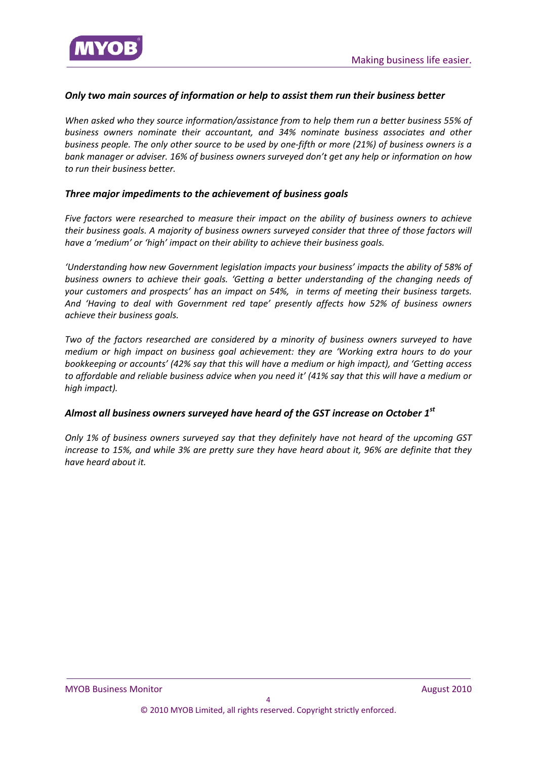### *Only two main sources of information or help to assist them run their business better*

*When asked who they source information/assistance from to help them run a better business 55% of business owners nominate their accountant, and 34% nominate business associates and other business people. The only other source to be used by one-fifth or more (21%) of business owners is a bank manager or adviser. 16% of business owners surveyed don't get any help or information on how to run their business better.*

### *Three major impediments to the achievement of business goals*

*Five factors were researched to measure their impact on the ability of business owners to achieve their business goals. A majority of business owners surveyed consider that three of those factors will have a 'medium' or 'high' impact on their ability to achieve their business goals.*

*'Understanding how new Government legislation impacts your business' impacts the ability of 58% of business owners to achieve their goals. 'Getting a better understanding of the changing needs of your customers and prospects' has an impact on 54%, in terms of meeting their business targets. And 'Having to deal with Government red tape' presently affects how 52% of business owners achieve their business goals.*

*Two of the factors researched are considered by a minority of business owners surveyed to have medium or high impact on business goal achievement: they are 'Working extra hours to do your bookkeeping or accounts' (42% say that this will have a medium or high impact), and 'Getting access to affordable and reliable business advice when you need it' (41% say that this will have a medium or high impact).*

### *Almost all business owners surveyed have heard of the GST increase on October 1st*

*Only 1% of business owners surveyed say that they definitely have not heard of the upcoming GST increase to 15%, and while 3% are pretty sure they have heard about it, 96% are definite that they have heard about it.*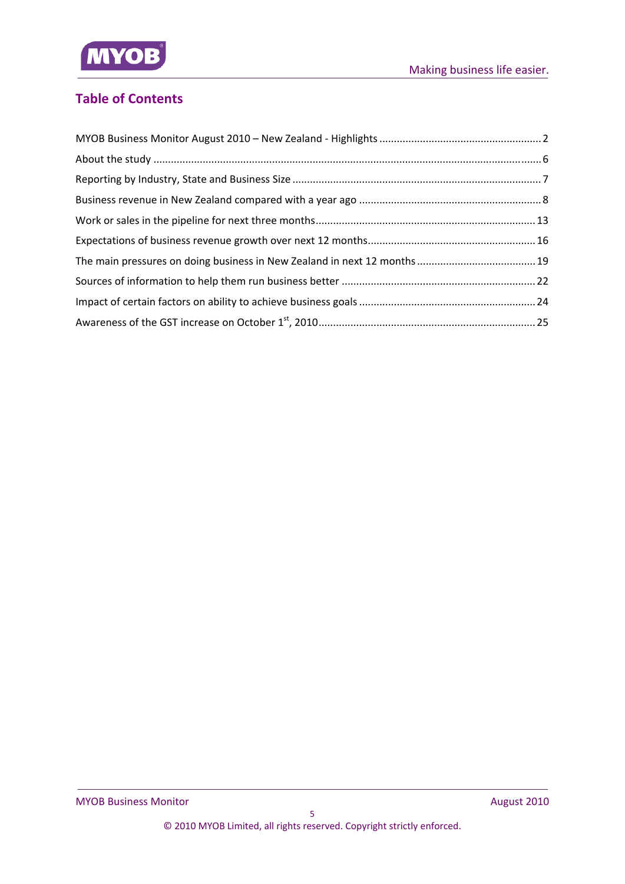## Table of Contents

MYOB Business Monitor August 2010 – New Zealand - Highlights ........ 2

About the study ........ 6

Reporting by Industry, State and Business Size ........ 7

Business revenue in New Zealand compared with a year ago ........ 8

Work or sales in the pipeline for next three months ........ 13

Expectations of business revenue growth over next 12 months ........ 16

The main pressures on doing business in New Zealand in next 12 months ........ 19

Sources of information to help them run business better ........ 22

Impact of certain factors on ability to achieve business goals ........ 24

Awareness of the GST increase on October 1st, 2010 ........ 25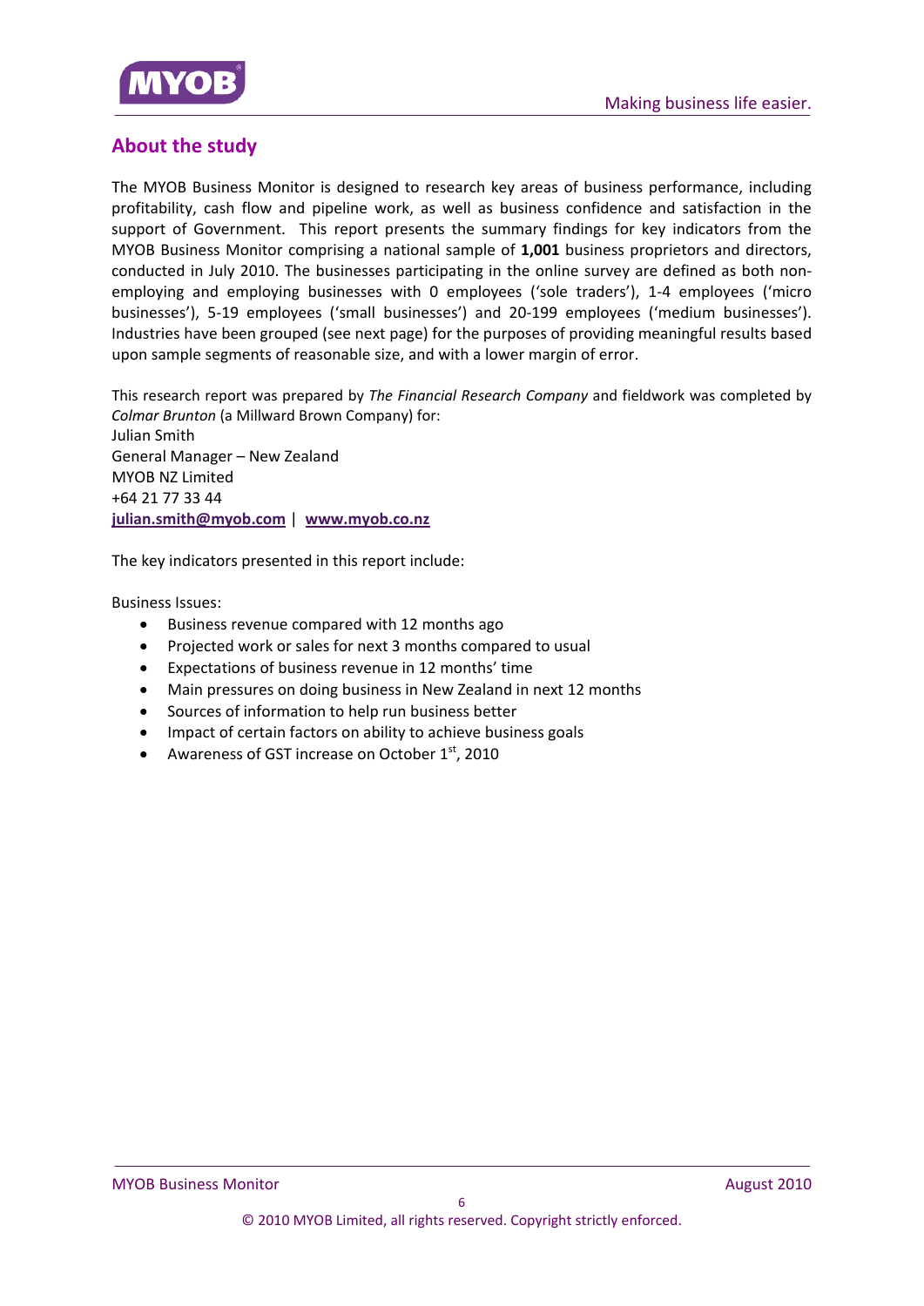## About the study

The MYOB Business Monitor is designed to research key areas of business performance, including profitability, cash flow and pipeline work, as well as business confidence and satisfaction in the support of Government. This report presents the summary findings for key indicators from the MYOB Business Monitor comprising a national sample of **1,001** business proprietors and directors, conducted in July 2010. The businesses participating in the online survey are defined as both non-employing and employing businesses with 0 employees ('sole traders'), 1-4 employees ('micro businesses'), 5-19 employees ('small businesses') and 20-199 employees ('medium businesses'). Industries have been grouped (see next page) for the purposes of providing meaningful results based upon sample segments of reasonable size, and with a lower margin of error.

This research report was prepared by *The Financial Research Company* and fieldwork was completed by *Colmar Brunton* (a Millward Brown Company) for:
Julian Smith
General Manager – New Zealand
MYOB NZ Limited
+64 21 77 33 44
**julian.smith@myob.com** | **www.myob.co.nz**

The key indicators presented in this report include:

Business Issues:

- Business revenue compared with 12 months ago
- Projected work or sales for next 3 months compared to usual
- Expectations of business revenue in 12 months' time
- Main pressures on doing business in New Zealand in next 12 months
- Sources of information to help run business better
- Impact of certain factors on ability to achieve business goals
- Awareness of GST increase on October 1st, 2010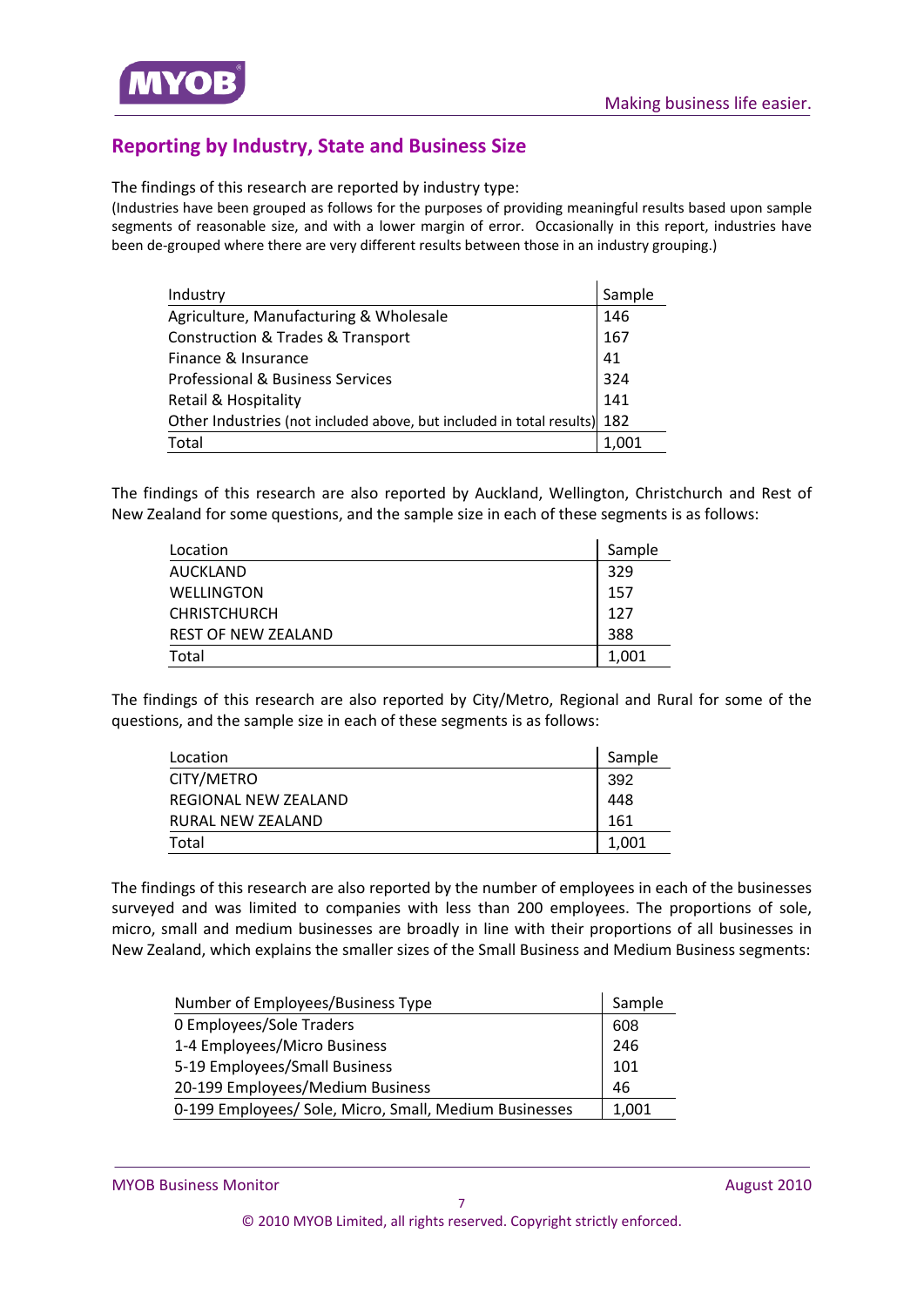## Reporting by Industry, State and Business Size

The findings of this research are reported by industry type:

(Industries have been grouped as follows for the purposes of providing meaningful results based upon sample segments of reasonable size, and with a lower margin of error. Occasionally in this report, industries have been de-grouped where there are very different results between those in an industry grouping.)

| Industry | Sample |
|---|---|
| Agriculture, Manufacturing & Wholesale | 146 |
| Construction & Trades & Transport | 167 |
| Finance & Insurance | 41 |
| Professional & Business Services | 324 |
| Retail & Hospitality | 141 |
| Other Industries (not included above, but included in total results) | 182 |
| Total | 1,001 |

The findings of this research are also reported by Auckland, Wellington, Christchurch and Rest of New Zealand for some questions, and the sample size in each of these segments is as follows:

| Location | Sample |
|---|---|
| AUCKLAND | 329 |
| WELLINGTON | 157 |
| CHRISTCHURCH | 127 |
| REST OF NEW ZEALAND | 388 |
| Total | 1,001 |

The findings of this research are also reported by City/Metro, Regional and Rural for some of the questions, and the sample size in each of these segments is as follows:

| Location | Sample |
|---|---|
| CITY/METRO | 392 |
| REGIONAL NEW ZEALAND | 448 |
| RURAL NEW ZEALAND | 161 |
| Total | 1,001 |

The findings of this research are also reported by the number of employees in each of the businesses surveyed and was limited to companies with less than 200 employees. The proportions of sole, micro, small and medium businesses are broadly in line with their proportions of all businesses in New Zealand, which explains the smaller sizes of the Small Business and Medium Business segments:

| Number of Employees/Business Type | Sample |
|---|---|
| 0 Employees/Sole Traders | 608 |
| 1-4 Employees/Micro Business | 246 |
| 5-19 Employees/Small Business | 101 |
| 20-199 Employees/Medium Business | 46 |
| 0-199 Employees/ Sole, Micro, Small, Medium Businesses | 1,001 |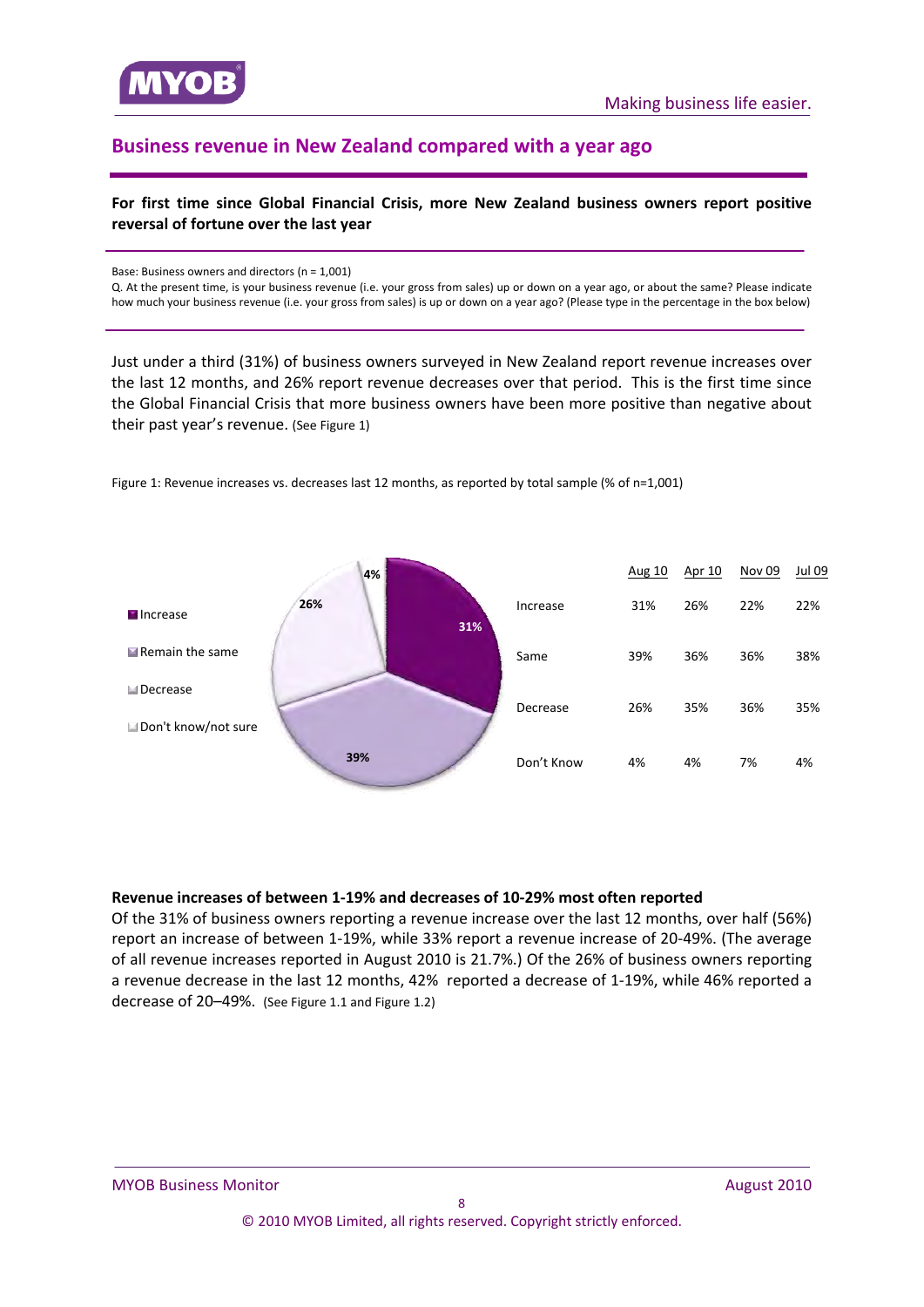## Business revenue in New Zealand compared with a year ago

**For first time since Global Financial Crisis, more New Zealand business owners report positive reversal of fortune over the last year**

Base: Business owners and directors (n = 1,001)

Q. At the present time, is your business revenue (i.e. your gross from sales) up or down on a year ago, or about the same? Please indicate how much your business revenue (i.e. your gross from sales) is up or down on a year ago? (Please type in the percentage in the box below)

Just under a third (31%) of business owners surveyed in New Zealand report revenue increases over the last 12 months, and 26% report revenue decreases over that period. This is the first time since the Global Financial Crisis that more business owners have been more positive than negative about their past year's revenue. (See Figure 1)

Figure 1: Revenue increases vs. decreases last 12 months, as reported by total sample (% of n=1,001)

| | Aug 10 | Apr 10 | Nov 09 | Jul 09 |
|---|---|---|---|---|
| Increase | 31% | 26% | 22% | 22% |
| Same | 39% | 36% | 36% | 38% |
| Decrease | 26% | 35% | 36% | 35% |
| Don't Know | 4% | 4% | 7% | 4% |

**Revenue increases of between 1-19% and decreases of 10-29% most often reported**

Of the 31% of business owners reporting a revenue increase over the last 12 months, over half (56%) report an increase of between 1-19%, while 33% report a revenue increase of 20-49%. (The average of all revenue increases reported in August 2010 is 21.7%.) Of the 26% of business owners reporting a revenue decrease in the last 12 months, 42% reported a decrease of 1-19%, while 46% reported a decrease of 20–49%. (See Figure 1.1 and Figure 1.2)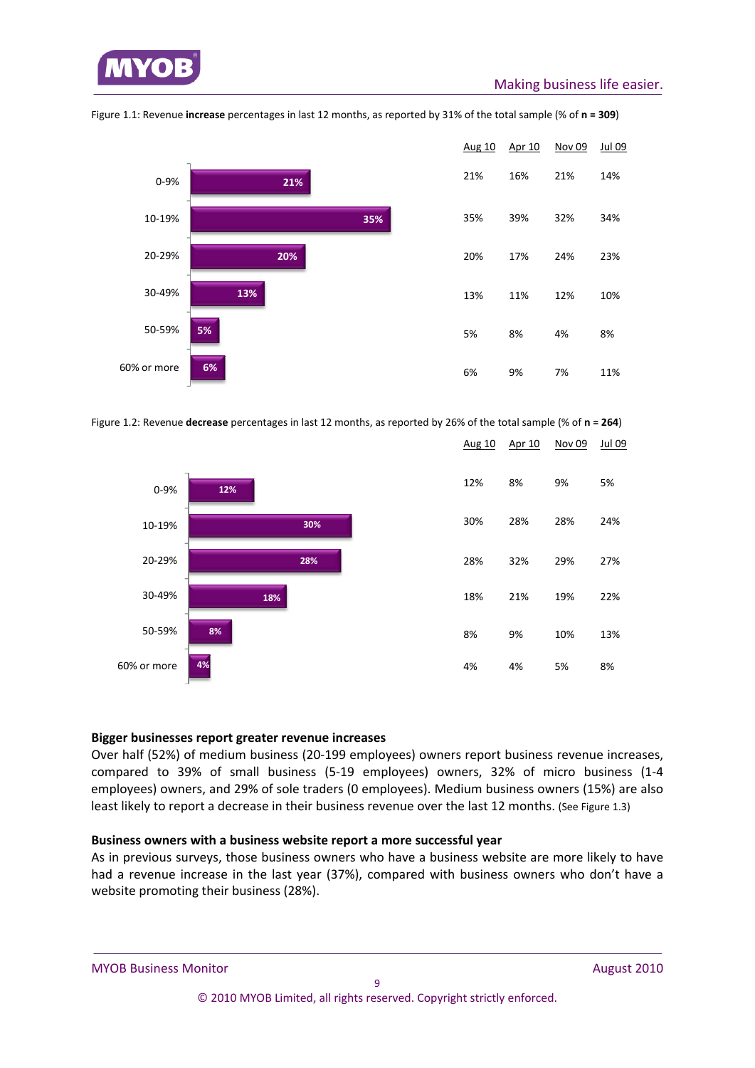Figure 1.1: Revenue **increase** percentages in last 12 months, as reported by 31% of the total sample (% of **n = 309**)

| | Aug 10 | Apr 10 | Nov 09 | Jul 09 |
|---|---|---|---|---|
| 0-9% | 21% | 16% | 21% | 14% |
| 10-19% | 35% | 39% | 32% | 34% |
| 20-29% | 20% | 17% | 24% | 23% |
| 30-49% | 13% | 11% | 12% | 10% |
| 50-59% | 5% | 8% | 4% | 8% |
| 60% or more | 6% | 9% | 7% | 11% |

Figure 1.2: Revenue **decrease** percentages in last 12 months, as reported by 26% of the total sample (% of **n = 264**)

| | Aug 10 | Apr 10 | Nov 09 | Jul 09 |
|---|---|---|---|---|
| 0-9% | 12% | 8% | 9% | 5% |
| 10-19% | 30% | 28% | 28% | 24% |
| 20-29% | 28% | 32% | 29% | 27% |
| 30-49% | 18% | 21% | 19% | 22% |
| 50-59% | 8% | 9% | 10% | 13% |
| 60% or more | 4% | 4% | 5% | 8% |

**Bigger businesses report greater revenue increases**

Over half (52%) of medium business (20-199 employees) owners report business revenue increases, compared to 39% of small business (5-19 employees) owners, 32% of micro business (1-4 employees) owners, and 29% of sole traders (0 employees). Medium business owners (15%) are also least likely to report a decrease in their business revenue over the last 12 months. (See Figure 1.3)

**Business owners with a business website report a more successful year**

As in previous surveys, those business owners who have a business website are more likely to have had a revenue increase in the last year (37%), compared with business owners who don't have a website promoting their business (28%).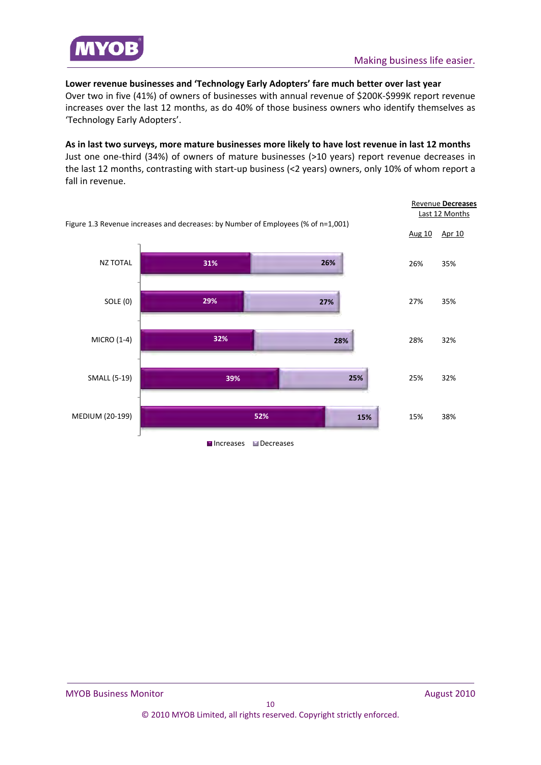**Lower revenue businesses and 'Technology Early Adopters' fare much better over last year**

Over two in five (41%) of owners of businesses with annual revenue of $200K-$999K report revenue increases over the last 12 months, as do 40% of those business owners who identify themselves as 'Technology Early Adopters'.

**As in last two surveys, more mature businesses more likely to have lost revenue in last 12 months**

Just one one-third (34%) of owners of mature businesses (>10 years) report revenue decreases in the last 12 months, contrasting with start-up business (<2 years) owners, only 10% of whom report a fall in revenue.

Figure 1.3 Revenue increases and decreases: by Number of Employees (% of n=1,001)

| | Increases | Decreases | Revenue Decreases Last 12 Months: Aug 10 | Revenue Decreases Last 12 Months: Apr 10 |
|---|---|---|---|---|
| NZ TOTAL | 31% | 26% | 26% | 35% |
| SOLE (0) | 29% | 27% | 27% | 35% |
| MICRO (1-4) | 32% | 28% | 28% | 32% |
| SMALL (5-19) | 39% | 25% | 25% | 32% |
| MEDIUM (20-199) | 52% | 15% | 15% | 38% |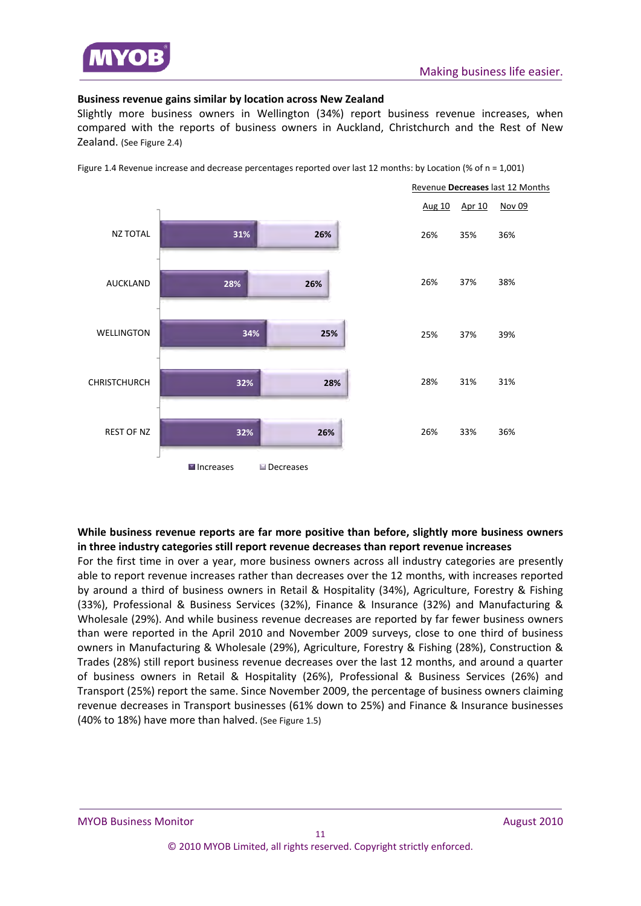**Business revenue gains similar by location across New Zealand**

Slightly more business owners in Wellington (34%) report business revenue increases, when compared with the reports of business owners in Auckland, Christchurch and the Rest of New Zealand. (See Figure 2.4)

Figure 1.4 Revenue increase and decrease percentages reported over last 12 months: by Location (% of n = 1,001)

| Location | Increases | Decreases | Revenue Decreases last 12 Months: Aug 10 | Apr 10 | Nov 09 |
|---|---|---|---|---|---|
| NZ TOTAL | 31% | 26% | 26% | 35% | 36% |
| AUCKLAND | 28% | 26% | 26% | 37% | 38% |
| WELLINGTON | 34% | 25% | 25% | 37% | 39% |
| CHRISTCHURCH | 32% | 28% | 28% | 31% | 31% |
| REST OF NZ | 32% | 26% | 26% | 33% | 36% |

**While business revenue reports are far more positive than before, slightly more business owners in three industry categories still report revenue decreases than report revenue increases**

For the first time in over a year, more business owners across all industry categories are presently able to report revenue increases rather than decreases over the 12 months, with increases reported by around a third of business owners in Retail & Hospitality (34%), Agriculture, Forestry & Fishing (33%), Professional & Business Services (32%), Finance & Insurance (32%) and Manufacturing & Wholesale (29%). And while business revenue decreases are reported by far fewer business owners than were reported in the April 2010 and November 2009 surveys, close to one third of business owners in Manufacturing & Wholesale (29%), Agriculture, Forestry & Fishing (28%), Construction & Trades (28%) still report business revenue decreases over the last 12 months, and around a quarter of business owners in Retail & Hospitality (26%), Professional & Business Services (26%) and Transport (25%) report the same. Since November 2009, the percentage of business owners claiming revenue decreases in Transport businesses (61% down to 25%) and Finance & Insurance businesses (40% to 18%) have more than halved. (See Figure 1.5)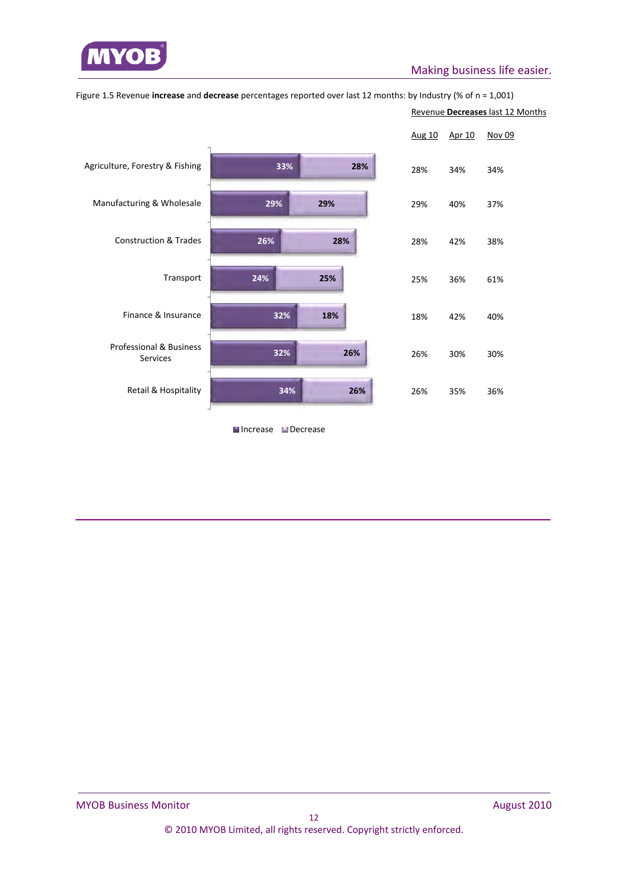Figure 1.5 Revenue **increase** and **decrease** percentages reported over last 12 months: by Industry (% of n = 1,001)

| Industry | Increase | Decrease | Revenue **Decreases** last 12 Months: Aug 10 | Apr 10 | Nov 09 |
|---|---|---|---|---|---|
| Agriculture, Forestry & Fishing | 33% | 28% | 28% | 34% | 34% |
| Manufacturing & Wholesale | 29% | 29% | 29% | 40% | 37% |
| Construction & Trades | 26% | 28% | 28% | 42% | 38% |
| Transport | 24% | 25% | 25% | 36% | 61% |
| Finance & Insurance | 32% | 18% | 18% | 42% | 40% |
| Professional & Business Services | 32% | 26% | 26% | 30% | 30% |
| Retail & Hospitality | 34% | 26% | 26% | 35% | 36% |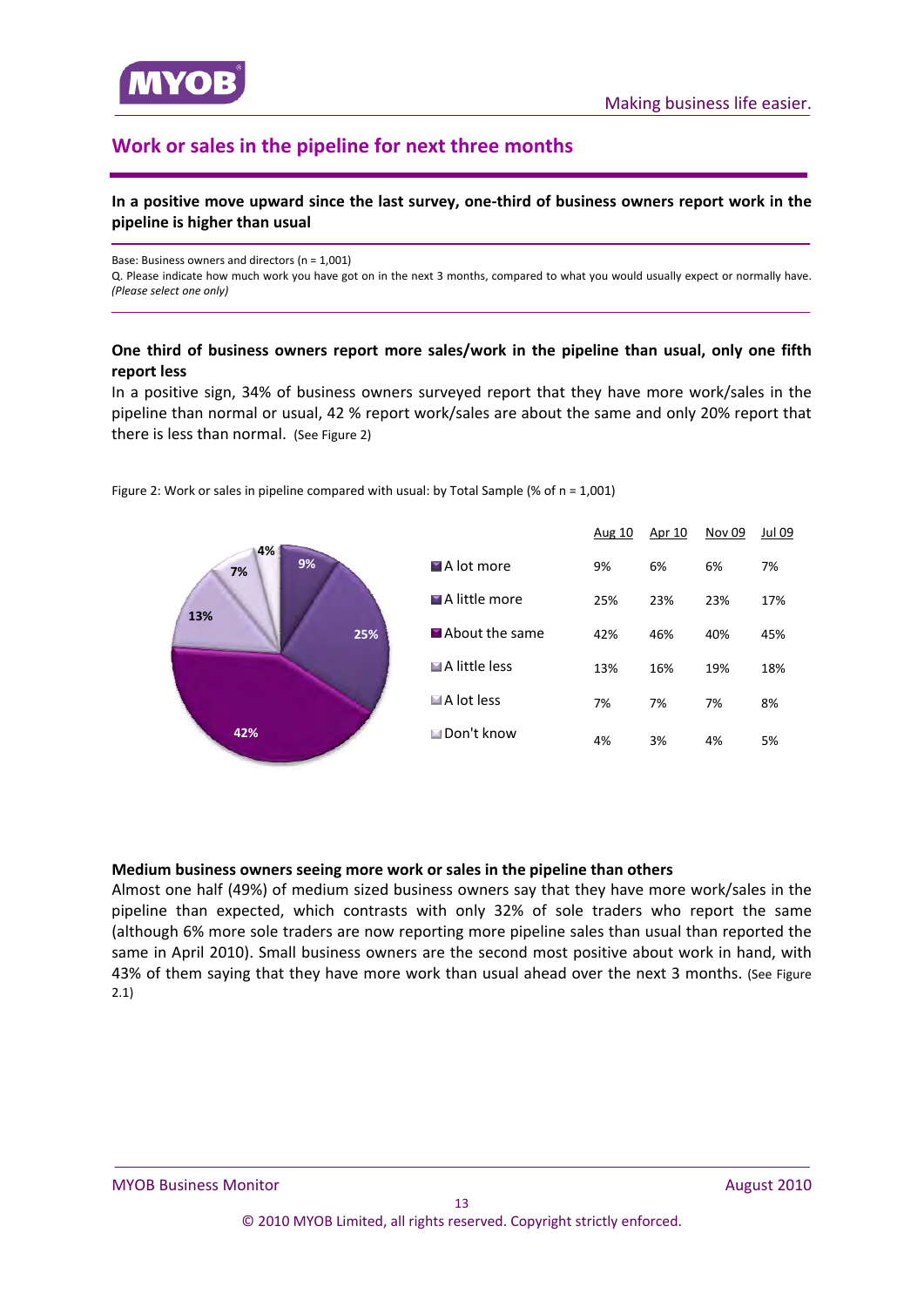## Work or sales in the pipeline for next three months

**In a positive move upward since the last survey, one-third of business owners report work in the pipeline is higher than usual**

Base: Business owners and directors (n = 1,001)
Q. Please indicate how much work you have got on in the next 3 months, compared to what you would usually expect or normally have. *(Please select one only)*

**One third of business owners report more sales/work in the pipeline than usual, only one fifth report less**

In a positive sign, 34% of business owners surveyed report that they have more work/sales in the pipeline than normal or usual, 42 % report work/sales are about the same and only 20% report that there is less than normal. (See Figure 2)

Figure 2: Work or sales in pipeline compared with usual: by Total Sample (% of n = 1,001)

| | Aug 10 | Apr 10 | Nov 09 | Jul 09 |
|---|---|---|---|---|
| A lot more | 9% | 6% | 6% | 7% |
| A little more | 25% | 23% | 23% | 17% |
| About the same | 42% | 46% | 40% | 45% |
| A little less | 13% | 16% | 19% | 18% |
| A lot less | 7% | 7% | 7% | 8% |
| Don't know | 4% | 3% | 4% | 5% |

**Medium business owners seeing more work or sales in the pipeline than others**

Almost one half (49%) of medium sized business owners say that they have more work/sales in the pipeline than expected, which contrasts with only 32% of sole traders who report the same (although 6% more sole traders are now reporting more pipeline sales than usual than reported the same in April 2010). Small business owners are the second most positive about work in hand, with 43% of them saying that they have more work than usual ahead over the next 3 months. (See Figure 2.1)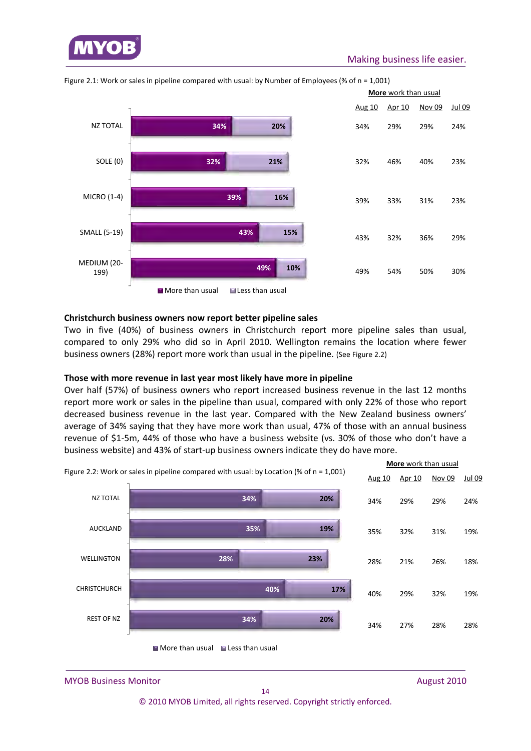Figure 2.1: Work or sales in pipeline compared with usual: by Number of Employees (% of n = 1,001)

| | More than usual | Less than usual | More work than usual: Aug 10 | Apr 10 | Nov 09 | Jul 09 |
|---|---|---|---|---|---|---|
| NZ TOTAL | 34% | 20% | 34% | 29% | 29% | 24% |
| SOLE (0) | 32% | 21% | 32% | 46% | 40% | 23% |
| MICRO (1-4) | 39% | 16% | 39% | 33% | 31% | 23% |
| SMALL (5-19) | 43% | 15% | 43% | 32% | 36% | 29% |
| MEDIUM (20-199) | 49% | 10% | 49% | 54% | 50% | 30% |

### Christchurch business owners now report better pipeline sales

Two in five (40%) of business owners in Christchurch report more pipeline sales than usual, compared to only 29% who did so in April 2010. Wellington remains the location where fewer business owners (28%) report more work than usual in the pipeline. (See Figure 2.2)

### Those with more revenue in last year most likely have more in pipeline

Over half (57%) of business owners who report increased business revenue in the last 12 months report more work or sales in the pipeline than usual, compared with only 22% of those who report decreased business revenue in the last year. Compared with the New Zealand business owners' average of 34% saying that they have more work than usual, 47% of those with an annual business revenue of $1-5m, 44% of those who have a business website (vs. 30% of those who don't have a business website) and 43% of start-up business owners indicate they do have more.

Figure 2.2: Work or sales in pipeline compared with usual: by Location (% of n = 1,001)

| | More than usual | Less than usual | More work than usual: Aug 10 | Apr 10 | Nov 09 | Jul 09 |
|---|---|---|---|---|---|---|
| NZ TOTAL | 34% | 20% | 34% | 29% | 29% | 24% |
| AUCKLAND | 35% | 19% | 35% | 32% | 31% | 19% |
| WELLINGTON | 28% | 23% | 28% | 21% | 26% | 18% |
| CHRISTCHURCH | 40% | 17% | 40% | 29% | 32% | 19% |
| REST OF NZ | 34% | 20% | 34% | 27% | 28% | 28% |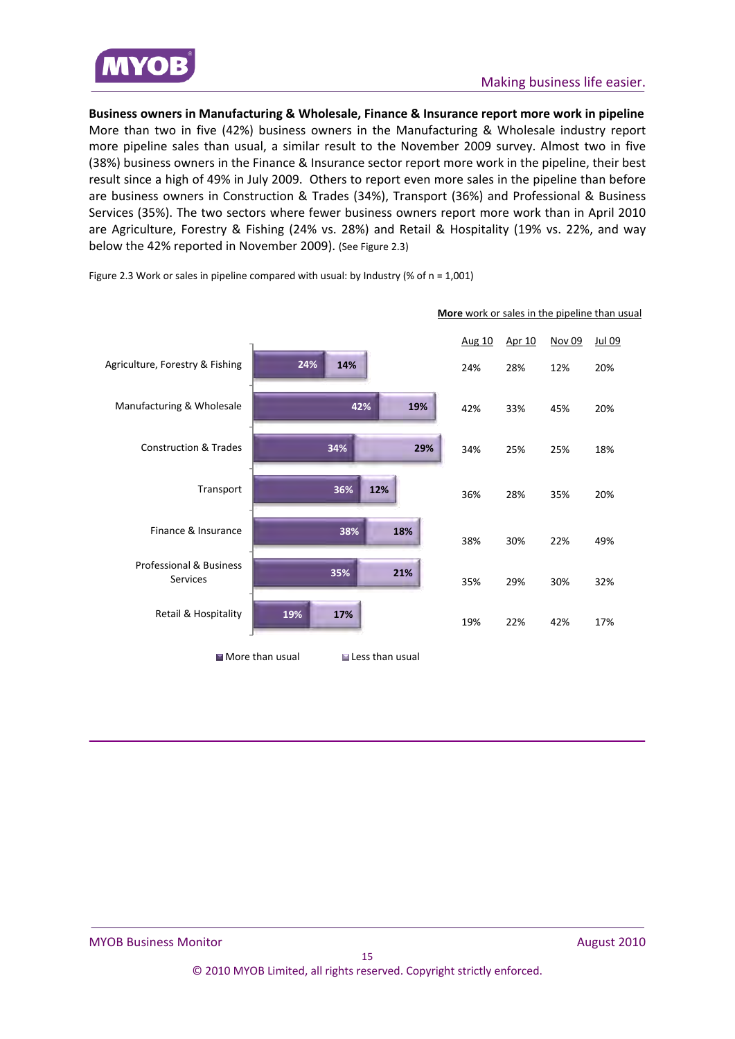**Business owners in Manufacturing & Wholesale, Finance & Insurance report more work in pipeline**

More than two in five (42%) business owners in the Manufacturing & Wholesale industry report more pipeline sales than usual, a similar result to the November 2009 survey. Almost two in five (38%) business owners in the Finance & Insurance sector report more work in the pipeline, their best result since a high of 49% in July 2009. Others to report even more sales in the pipeline than before are business owners in Construction & Trades (34%), Transport (36%) and Professional & Business Services (35%). The two sectors where fewer business owners report more work than in April 2010 are Agriculture, Forestry & Fishing (24% vs. 28%) and Retail & Hospitality (19% vs. 22%, and way below the 42% reported in November 2009). (See Figure 2.3)

Figure 2.3 Work or sales in pipeline compared with usual: by Industry (% of n = 1,001)

| Industry | More than usual | Less than usual |
|---|---|---|
| Agriculture, Forestry & Fishing | 24% | 14% |
| Manufacturing & Wholesale | 42% | 19% |
| Construction & Trades | 34% | 29% |
| Transport | 36% | 12% |
| Finance & Insurance | 38% | 18% |
| Professional & Business Services | 35% | 21% |
| Retail & Hospitality | 19% | 17% |

**More** work or sales in the pipeline than usual

| Industry | Aug 10 | Apr 10 | Nov 09 | Jul 09 |
|---|---|---|---|---|
| Agriculture, Forestry & Fishing | 24% | 28% | 12% | 20% |
| Manufacturing & Wholesale | 42% | 33% | 45% | 20% |
| Construction & Trades | 34% | 25% | 25% | 18% |
| Transport | 36% | 28% | 35% | 20% |
| Finance & Insurance | 38% | 30% | 22% | 49% |
| Professional & Business Services | 35% | 29% | 30% | 32% |
| Retail & Hospitality | 19% | 22% | 42% | 17% |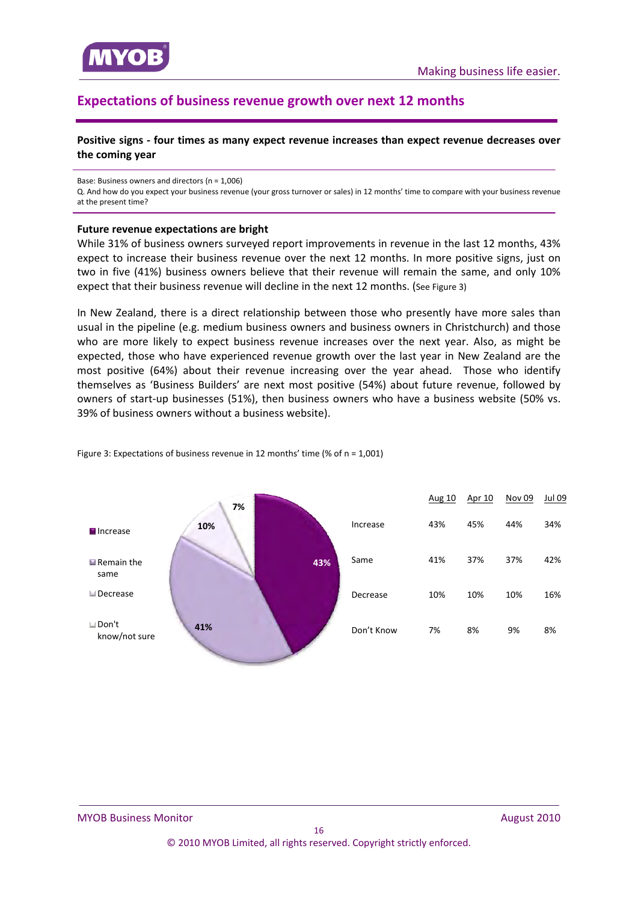## Expectations of business revenue growth over next 12 months

**Positive signs - four times as many expect revenue increases than expect revenue decreases over the coming year**

Base: Business owners and directors (n = 1,006)
Q. And how do you expect your business revenue (your gross turnover or sales) in 12 months' time to compare with your business revenue at the present time?

**Future revenue expectations are bright**

While 31% of business owners surveyed report improvements in revenue in the last 12 months, 43% expect to increase their business revenue over the next 12 months. In more positive signs, just on two in five (41%) business owners believe that their revenue will remain the same, and only 10% expect that their business revenue will decline in the next 12 months. (See Figure 3)

In New Zealand, there is a direct relationship between those who presently have more sales than usual in the pipeline (e.g. medium business owners and business owners in Christchurch) and those who are more likely to expect business revenue increases over the next year. Also, as might be expected, those who have experienced revenue growth over the last year in New Zealand are the most positive (64%) about their revenue increasing over the year ahead. Those who identify themselves as 'Business Builders' are next most positive (54%) about future revenue, followed by owners of start-up businesses (51%), then business owners who have a business website (50% vs. 39% of business owners without a business website).

Figure 3: Expectations of business revenue in 12 months' time (% of n = 1,001)

| | Aug 10 | Apr 10 | Nov 09 | Jul 09 |
|---|---|---|---|---|
| Increase | 43% | 45% | 44% | 34% |
| Same | 41% | 37% | 37% | 42% |
| Decrease | 10% | 10% | 10% | 16% |
| Don't Know | 7% | 8% | 9% | 8% |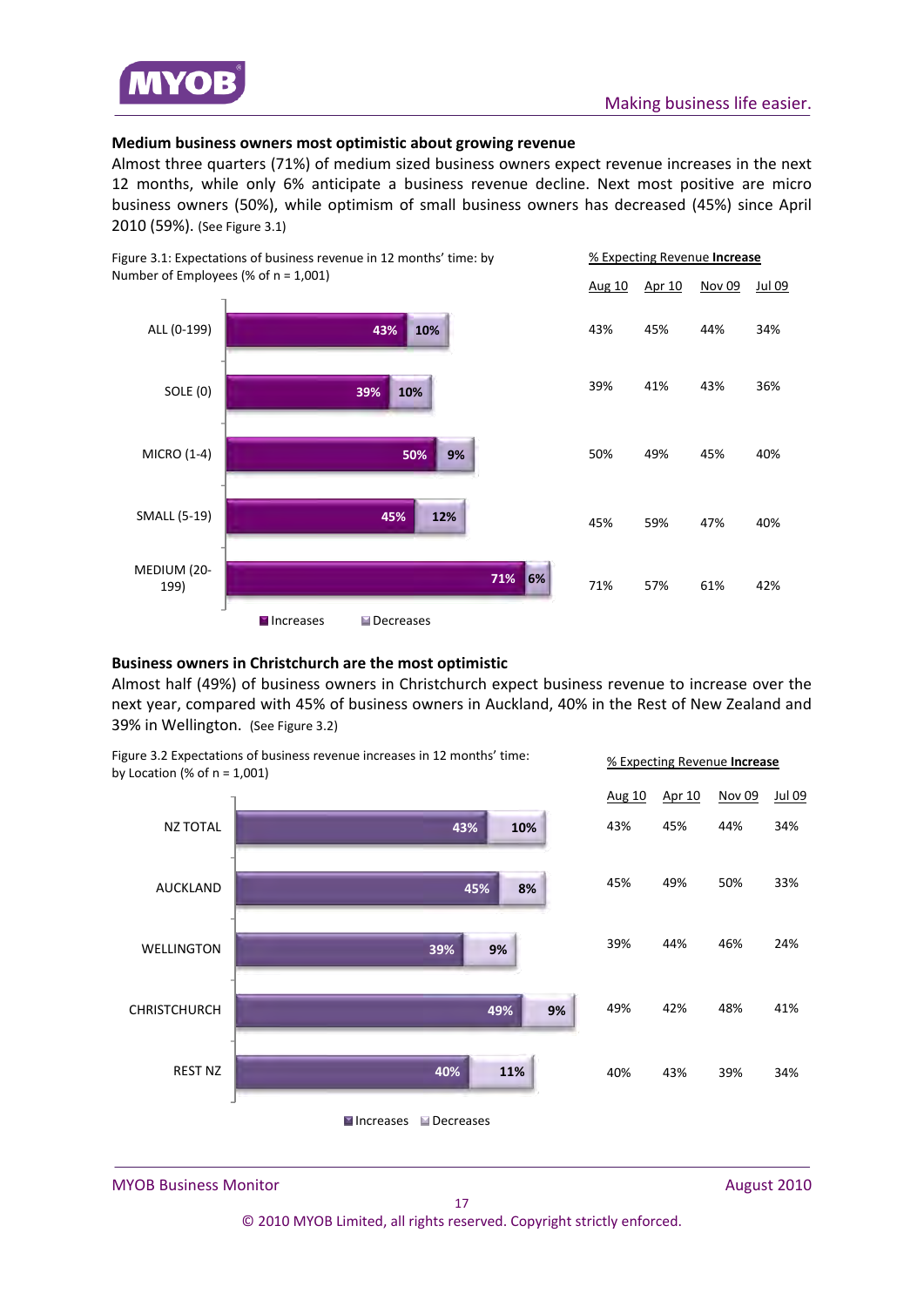## Medium business owners most optimistic about growing revenue

Almost three quarters (71%) of medium sized business owners expect revenue increases in the next 12 months, while only 6% anticipate a business revenue decline. Next most positive are micro business owners (50%), while optimism of small business owners has decreased (45%) since April 2010 (59%). (See Figure 3.1)

Figure 3.1: Expectations of business revenue in 12 months' time: by Number of Employees (% of n = 1,001)

| | Increases | Decreases | % Expecting Revenue Increase: Aug 10 | Apr 10 | Nov 09 | Jul 09 |
|---|---|---|---|---|---|---|
| ALL (0-199) | 43% | 10% | 43% | 45% | 44% | 34% |
| SOLE (0) | 39% | 10% | 39% | 41% | 43% | 36% |
| MICRO (1-4) | 50% | 9% | 50% | 49% | 45% | 40% |
| SMALL (5-19) | 45% | 12% | 45% | 59% | 47% | 40% |
| MEDIUM (20-199) | 71% | 6% | 71% | 57% | 61% | 42% |

## Business owners in Christchurch are the most optimistic

Almost half (49%) of business owners in Christchurch expect business revenue to increase over the next year, compared with 45% of business owners in Auckland, 40% in the Rest of New Zealand and 39% in Wellington. (See Figure 3.2)

Figure 3.2 Expectations of business revenue increases in 12 months' time: by Location (% of n = 1,001)

| | Increases | Decreases | % Expecting Revenue Increase: Aug 10 | Apr 10 | Nov 09 | Jul 09 |
|---|---|---|---|---|---|---|
| NZ TOTAL | 43% | 10% | 43% | 45% | 44% | 34% |
| AUCKLAND | 45% | 8% | 45% | 49% | 50% | 33% |
| WELLINGTON | 39% | 9% | 39% | 44% | 46% | 24% |
| CHRISTCHURCH | 49% | 9% | 49% | 42% | 48% | 41% |
| REST NZ | 40% | 11% | 40% | 43% | 39% | 34% |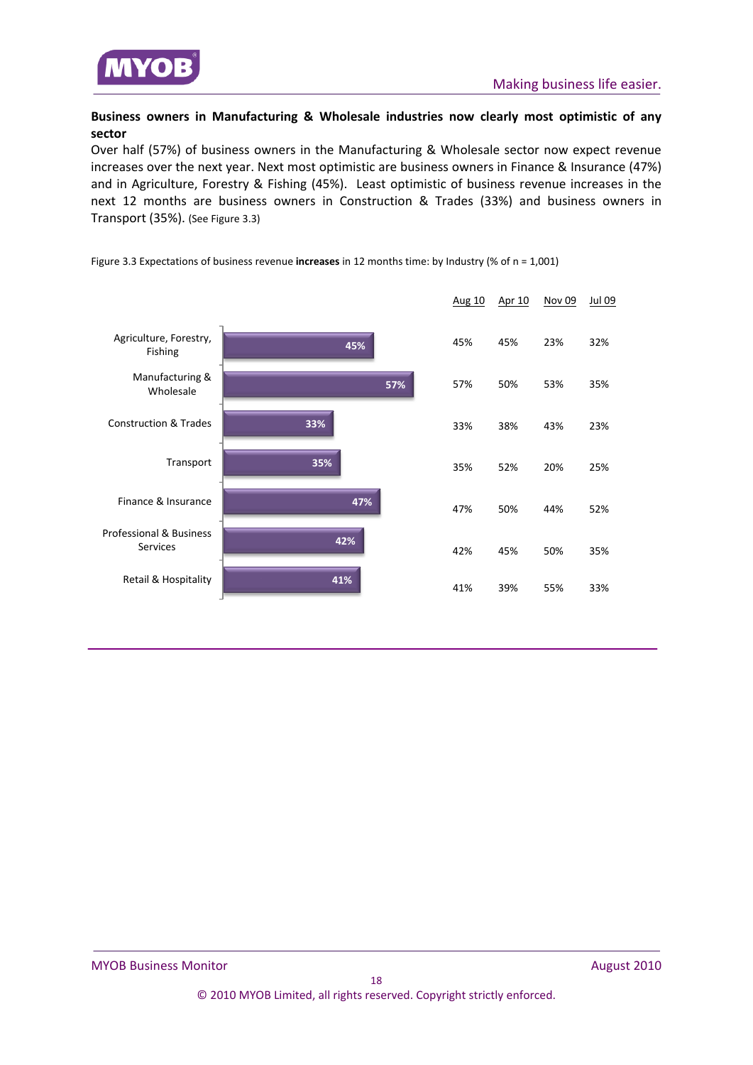**Business owners in Manufacturing & Wholesale industries now clearly most optimistic of any sector**

Over half (57%) of business owners in the Manufacturing & Wholesale sector now expect revenue increases over the next year. Next most optimistic are business owners in Finance & Insurance (47%) and in Agriculture, Forestry & Fishing (45%). Least optimistic of business revenue increases in the next 12 months are business owners in Construction & Trades (33%) and business owners in Transport (35%). (See Figure 3.3)

Figure 3.3 Expectations of business revenue **increases** in 12 months time: by Industry (% of n = 1,001)

| Industry | Aug 10 | Apr 10 | Nov 09 | Jul 09 |
|---|---|---|---|---|
| Agriculture, Forestry, Fishing | 45% | 45% | 23% | 32% |
| Manufacturing & Wholesale | 57% | 50% | 53% | 35% |
| Construction & Trades | 33% | 38% | 43% | 23% |
| Transport | 35% | 52% | 20% | 25% |
| Finance & Insurance | 47% | 50% | 44% | 52% |
| Professional & Business Services | 42% | 45% | 50% | 35% |
| Retail & Hospitality | 41% | 39% | 55% | 33% |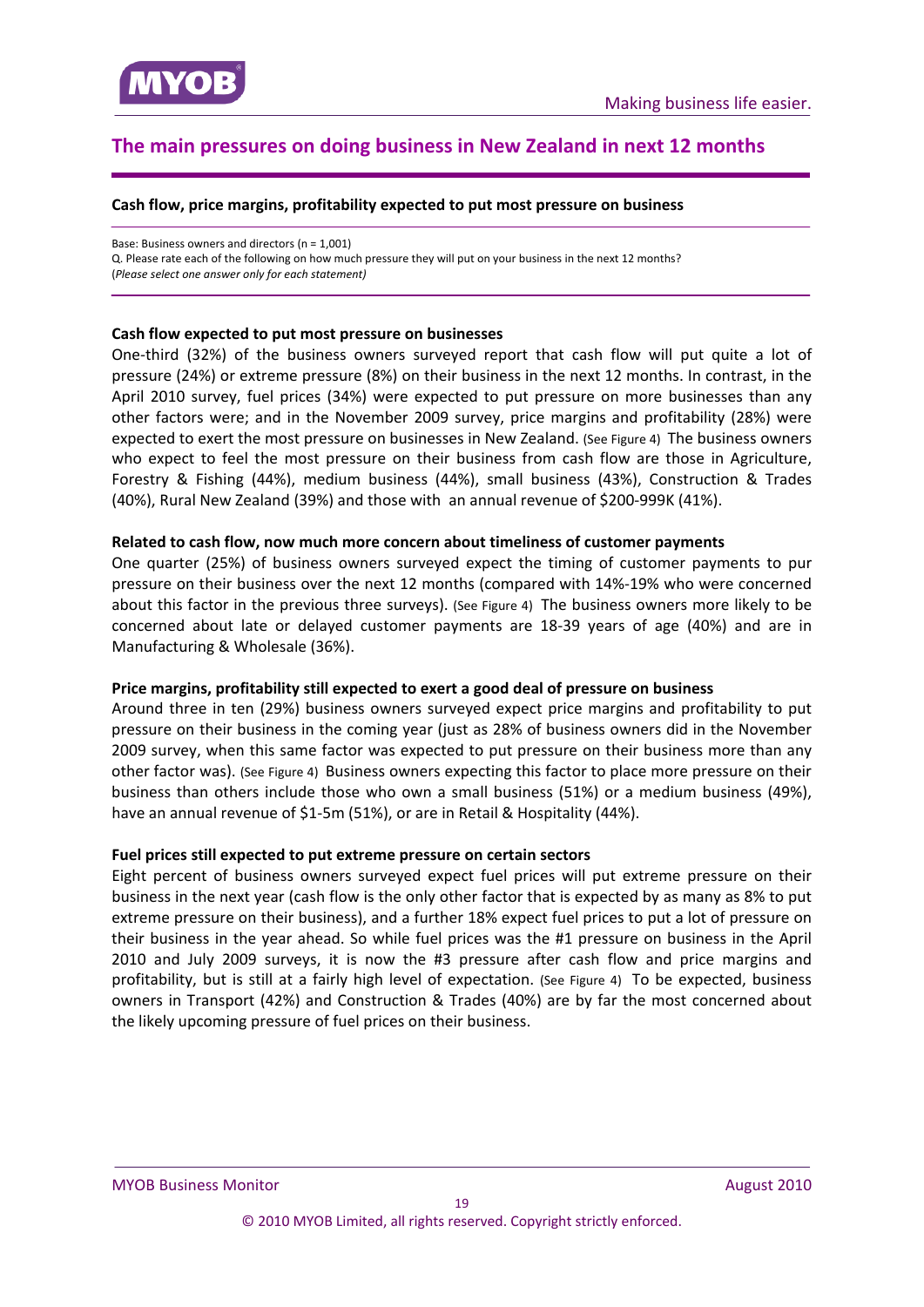## The main pressures on doing business in New Zealand in next 12 months

**Cash flow, price margins, profitability expected to put most pressure on business**

Base: Business owners and directors (n = 1,001)
Q. Please rate each of the following on how much pressure they will put on your business in the next 12 months?
(*Please select one answer only for each statement)*

**Cash flow expected to put most pressure on businesses**

One-third (32%) of the business owners surveyed report that cash flow will put quite a lot of pressure (24%) or extreme pressure (8%) on their business in the next 12 months. In contrast, in the April 2010 survey, fuel prices (34%) were expected to put pressure on more businesses than any other factors were; and in the November 2009 survey, price margins and profitability (28%) were expected to exert the most pressure on businesses in New Zealand. (See Figure 4) The business owners who expect to feel the most pressure on their business from cash flow are those in Agriculture, Forestry & Fishing (44%), medium business (44%), small business (43%), Construction & Trades (40%), Rural New Zealand (39%) and those with an annual revenue of $200-999K (41%).

**Related to cash flow, now much more concern about timeliness of customer payments**

One quarter (25%) of business owners surveyed expect the timing of customer payments to pur pressure on their business over the next 12 months (compared with 14%-19% who were concerned about this factor in the previous three surveys). (See Figure 4) The business owners more likely to be concerned about late or delayed customer payments are 18-39 years of age (40%) and are in Manufacturing & Wholesale (36%).

**Price margins, profitability still expected to exert a good deal of pressure on business**

Around three in ten (29%) business owners surveyed expect price margins and profitability to put pressure on their business in the coming year (just as 28% of business owners did in the November 2009 survey, when this same factor was expected to put pressure on their business more than any other factor was). (See Figure 4) Business owners expecting this factor to place more pressure on their business than others include those who own a small business (51%) or a medium business (49%), have an annual revenue of $1-5m (51%), or are in Retail & Hospitality (44%).

**Fuel prices still expected to put extreme pressure on certain sectors**

Eight percent of business owners surveyed expect fuel prices will put extreme pressure on their business in the next year (cash flow is the only other factor that is expected by as many as 8% to put extreme pressure on their business), and a further 18% expect fuel prices to put a lot of pressure on their business in the year ahead. So while fuel prices was the #1 pressure on business in the April 2010 and July 2009 surveys, it is now the #3 pressure after cash flow and price margins and profitability, but is still at a fairly high level of expectation. (See Figure 4) To be expected, business owners in Transport (42%) and Construction & Trades (40%) are by far the most concerned about the likely upcoming pressure of fuel prices on their business.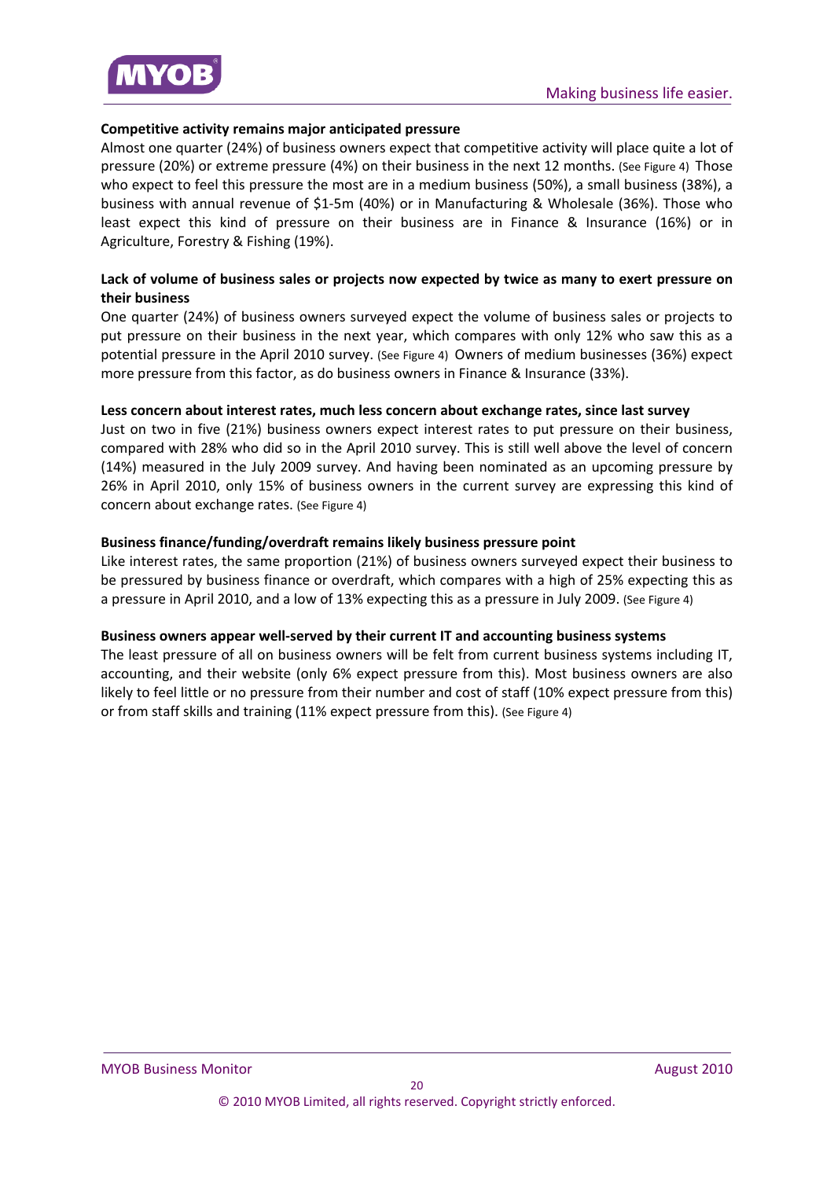**Competitive activity remains major anticipated pressure**

Almost one quarter (24%) of business owners expect that competitive activity will place quite a lot of pressure (20%) or extreme pressure (4%) on their business in the next 12 months. (See Figure 4) Those who expect to feel this pressure the most are in a medium business (50%), a small business (38%), a business with annual revenue of $1-5m (40%) or in Manufacturing & Wholesale (36%). Those who least expect this kind of pressure on their business are in Finance & Insurance (16%) or in Agriculture, Forestry & Fishing (19%).

**Lack of volume of business sales or projects now expected by twice as many to exert pressure on their business**

One quarter (24%) of business owners surveyed expect the volume of business sales or projects to put pressure on their business in the next year, which compares with only 12% who saw this as a potential pressure in the April 2010 survey. (See Figure 4) Owners of medium businesses (36%) expect more pressure from this factor, as do business owners in Finance & Insurance (33%).

**Less concern about interest rates, much less concern about exchange rates, since last survey**

Just on two in five (21%) business owners expect interest rates to put pressure on their business, compared with 28% who did so in the April 2010 survey. This is still well above the level of concern (14%) measured in the July 2009 survey. And having been nominated as an upcoming pressure by 26% in April 2010, only 15% of business owners in the current survey are expressing this kind of concern about exchange rates. (See Figure 4)

**Business finance/funding/overdraft remains likely business pressure point**

Like interest rates, the same proportion (21%) of business owners surveyed expect their business to be pressured by business finance or overdraft, which compares with a high of 25% expecting this as a pressure in April 2010, and a low of 13% expecting this as a pressure in July 2009. (See Figure 4)

**Business owners appear well-served by their current IT and accounting business systems**

The least pressure of all on business owners will be felt from current business systems including IT, accounting, and their website (only 6% expect pressure from this). Most business owners are also likely to feel little or no pressure from their number and cost of staff (10% expect pressure from this) or from staff skills and training (11% expect pressure from this). (See Figure 4)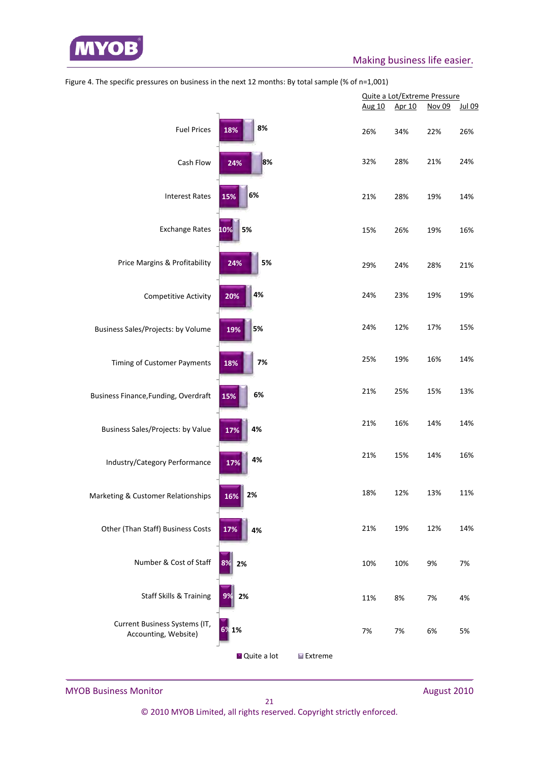Figure 4. The specific pressures on business in the next 12 months: By total sample (% of n=1,001)

| Pressure | Quite a lot | Extreme | Quite a Lot/Extreme Pressure Aug 10 | Apr 10 | Nov 09 | Jul 09 |
|---|---|---|---|---|---|---|
| Fuel Prices | 18% | 8% | 26% | 34% | 22% | 26% |
| Cash Flow | 24% | 8% | 32% | 28% | 21% | 24% |
| Interest Rates | 15% | 6% | 21% | 28% | 19% | 14% |
| Exchange Rates | 10% | 5% | 15% | 26% | 19% | 16% |
| Price Margins & Profitability | 24% | 5% | 29% | 24% | 28% | 21% |
| Competitive Activity | 20% | 4% | 24% | 23% | 19% | 19% |
| Business Sales/Projects: by Volume | 19% | 5% | 24% | 12% | 17% | 15% |
| Timing of Customer Payments | 18% | 7% | 25% | 19% | 16% | 14% |
| Business Finance,Funding, Overdraft | 15% | 6% | 21% | 25% | 15% | 13% |
| Business Sales/Projects: by Value | 17% | 4% | 21% | 16% | 14% | 14% |
| Industry/Category Performance | 17% | 4% | 21% | 15% | 14% | 16% |
| Marketing & Customer Relationships | 16% | 2% | 18% | 12% | 13% | 11% |
| Other (Than Staff) Business Costs | 17% | 4% | 21% | 19% | 12% | 14% |
| Number & Cost of Staff | 8% | 2% | 10% | 10% | 9% | 7% |
| Staff Skills & Training | 9% | 2% | 11% | 8% | 7% | 4% |
| Current Business Systems (IT, Accounting, Website) | 6% | 1% | 7% | 7% | 6% | 5% |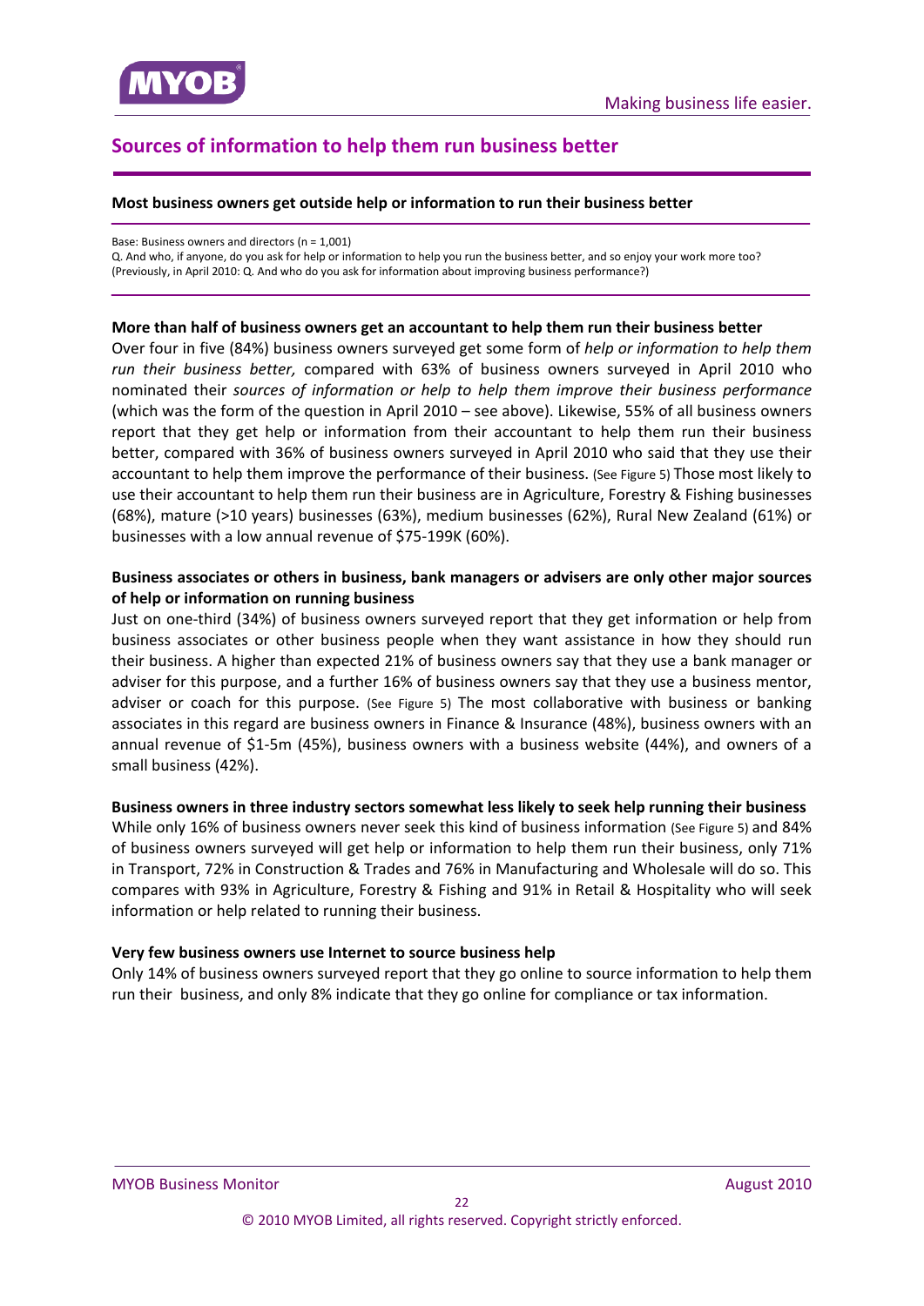## Sources of information to help them run business better

**Most business owners get outside help or information to run their business better**

Base: Business owners and directors (n = 1,001)
Q. And who, if anyone, do you ask for help or information to help you run the business better, and so enjoy your work more too?
(Previously, in April 2010: Q. And who do you ask for information about improving business performance?)

**More than half of business owners get an accountant to help them run their business better**

Over four in five (84%) business owners surveyed get some form of *help or information to help them run their business better,* compared with 63% of business owners surveyed in April 2010 who nominated their *sources of information or help to help them improve their business performance* (which was the form of the question in April 2010 – see above). Likewise, 55% of all business owners report that they get help or information from their accountant to help them run their business better, compared with 36% of business owners surveyed in April 2010 who said that they use their accountant to help them improve the performance of their business. (See Figure 5) Those most likely to use their accountant to help them run their business are in Agriculture, Forestry & Fishing businesses (68%), mature (>10 years) businesses (63%), medium businesses (62%), Rural New Zealand (61%) or businesses with a low annual revenue of $75-199K (60%).

**Business associates or others in business, bank managers or advisers are only other major sources of help or information on running business**

Just on one-third (34%) of business owners surveyed report that they get information or help from business associates or other business people when they want assistance in how they should run their business. A higher than expected 21% of business owners say that they use a bank manager or adviser for this purpose, and a further 16% of business owners say that they use a business mentor, adviser or coach for this purpose. (See Figure 5) The most collaborative with business or banking associates in this regard are business owners in Finance & Insurance (48%), business owners with an annual revenue of $1-5m (45%), business owners with a business website (44%), and owners of a small business (42%).

**Business owners in three industry sectors somewhat less likely to seek help running their business**

While only 16% of business owners never seek this kind of business information (See Figure 5) and 84% of business owners surveyed will get help or information to help them run their business, only 71% in Transport, 72% in Construction & Trades and 76% in Manufacturing and Wholesale will do so. This compares with 93% in Agriculture, Forestry & Fishing and 91% in Retail & Hospitality who will seek information or help related to running their business.

**Very few business owners use Internet to source business help**

Only 14% of business owners surveyed report that they go online to source information to help them run their business, and only 8% indicate that they go online for compliance or tax information.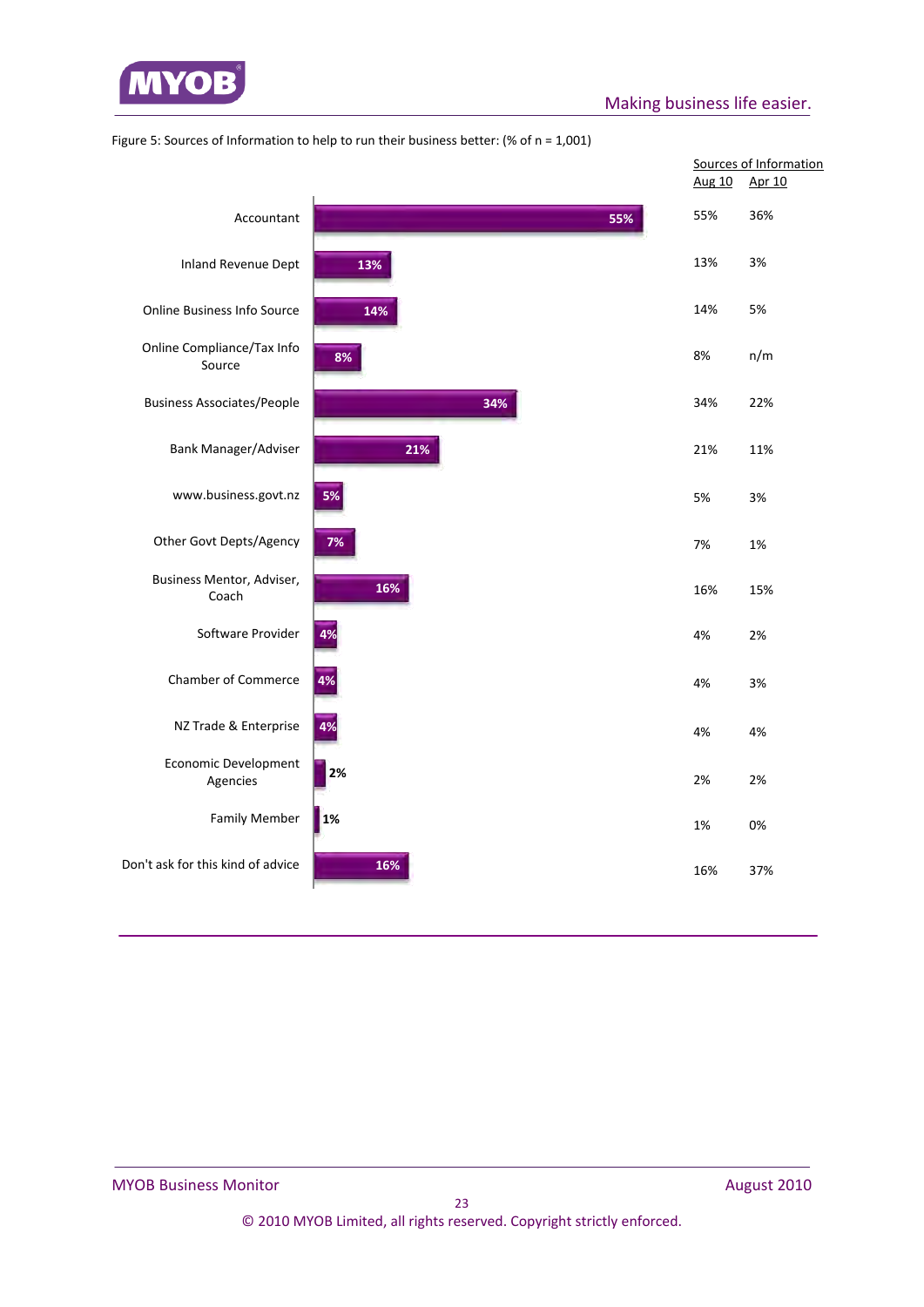Figure 5: Sources of Information to help to run their business better: (% of n = 1,001)

| | Aug 10 | Apr 10 |
|---|---|---|
| Accountant | 55% | 36% |
| Inland Revenue Dept | 13% | 3% |
| Online Business Info Source | 14% | 5% |
| Online Compliance/Tax Info Source | 8% | n/m |
| Business Associates/People | 34% | 22% |
| Bank Manager/Adviser | 21% | 11% |
| www.business.govt.nz | 5% | 3% |
| Other Govt Depts/Agency | 7% | 1% |
| Business Mentor, Adviser, Coach | 16% | 15% |
| Software Provider | 4% | 2% |
| Chamber of Commerce | 4% | 3% |
| NZ Trade & Enterprise | 4% | 4% |
| Economic Development Agencies | 2% | 2% |
| Family Member | 1% | 0% |
| Don't ask for this kind of advice | 16% | 37% |

Sources of Information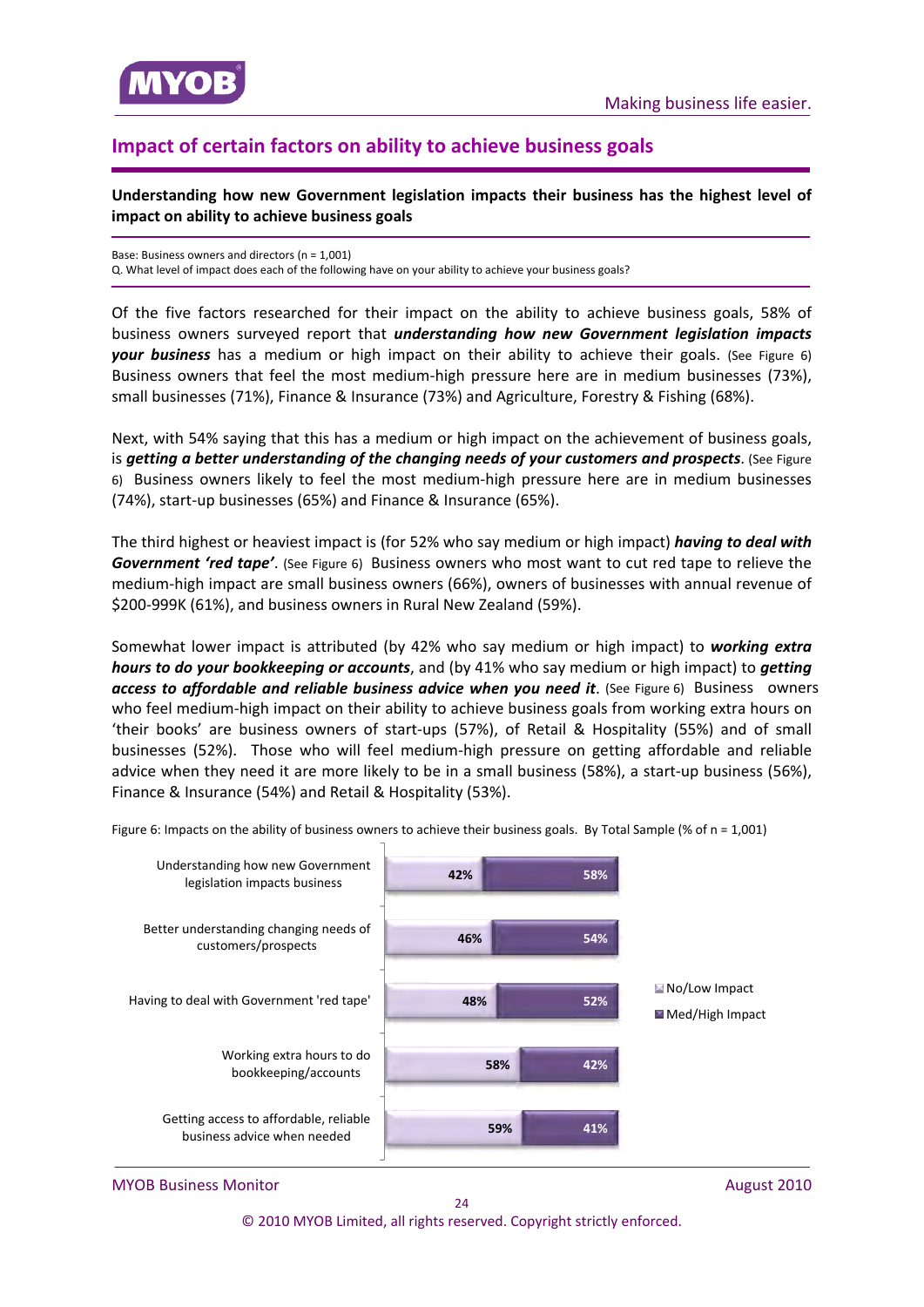## Impact of certain factors on ability to achieve business goals

**Understanding how new Government legislation impacts their business has the highest level of impact on ability to achieve business goals**

Base: Business owners and directors (n = 1,001)
Q. What level of impact does each of the following have on your ability to achieve your business goals?

Of the five factors researched for their impact on the ability to achieve business goals, 58% of business owners surveyed report that ***understanding how new Government legislation impacts your business*** has a medium or high impact on their ability to achieve their goals. (See Figure 6) Business owners that feel the most medium-high pressure here are in medium businesses (73%), small businesses (71%), Finance & Insurance (73%) and Agriculture, Forestry & Fishing (68%).

Next, with 54% saying that this has a medium or high impact on the achievement of business goals, is ***getting a better understanding of the changing needs of your customers and prospects***. (See Figure 6) Business owners likely to feel the most medium-high pressure here are in medium businesses (74%), start-up businesses (65%) and Finance & Insurance (65%).

The third highest or heaviest impact is (for 52% who say medium or high impact) ***having to deal with Government 'red tape'***. (See Figure 6) Business owners who most want to cut red tape to relieve the medium-high impact are small business owners (66%), owners of businesses with annual revenue of $200-999K (61%), and business owners in Rural New Zealand (59%).

Somewhat lower impact is attributed (by 42% who say medium or high impact) to ***working extra hours to do your bookkeeping or accounts***, and (by 41% who say medium or high impact) to ***getting access to affordable and reliable business advice when you need it***. (See Figure 6) Business owners who feel medium-high impact on their ability to achieve business goals from working extra hours on 'their books' are business owners of start-ups (57%), of Retail & Hospitality (55%) and of small businesses (52%). Those who will feel medium-high pressure on getting affordable and reliable advice when they need it are more likely to be in a small business (58%), a start-up business (56%), Finance & Insurance (54%) and Retail & Hospitality (53%).

Figure 6: Impacts on the ability of business owners to achieve their business goals. By Total Sample (% of n = 1,001)

| Factor | No/Low Impact | Med/High Impact |
|---|---|---|
| Understanding how new Government legislation impacts business | 42% | 58% |
| Better understanding changing needs of customers/prospects | 46% | 54% |
| Having to deal with Government 'red tape' | 48% | 52% |
| Working extra hours to do bookkeeping/accounts | 58% | 42% |
| Getting access to affordable, reliable business advice when needed | 59% | 41% |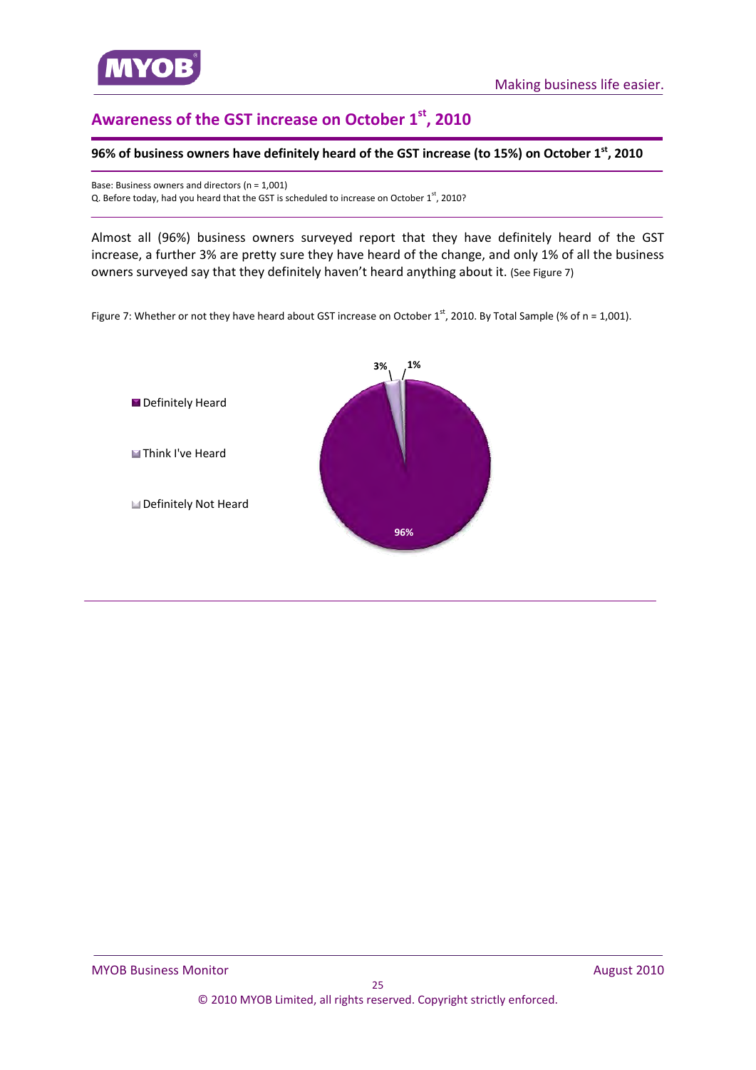## Awareness of the GST increase on October 1st, 2010

**96% of business owners have definitely heard of the GST increase (to 15%) on October 1st, 2010**

Base: Business owners and directors (n = 1,001)
Q. Before today, had you heard that the GST is scheduled to increase on October 1st, 2010?

Almost all (96%) business owners surveyed report that they have definitely heard of the GST increase, a further 3% are pretty sure they have heard of the change, and only 1% of all the business owners surveyed say that they definitely haven't heard anything about it. (See Figure 7)

Figure 7: Whether or not they have heard about GST increase on October 1st, 2010. By Total Sample (% of n = 1,001).

Definitely Heard
Think I've Heard
Definitely Not Heard

3%
1%
96%